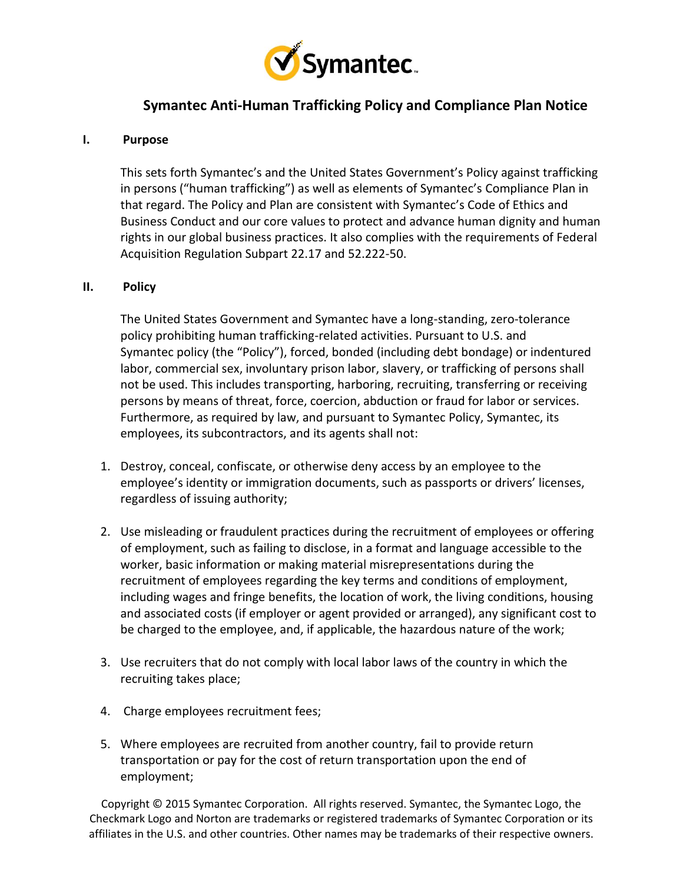# Symantec Anti-Human Trafficking Policy and Compliance Plan Notice

## I. Purpose

This sets forth Symantec's and the United States Government's Policy against trafficking in persons ("human trafficking") as well as elements of Symantec's Compliance Plan in that regard. The Policy and Plan are consistent with Symantec's Code of Ethics and Business Conduct and our core values to protect and advance human dignity and human rights in our global business practices. It also complies with the requirements of Federal Acquisition Regulation Subpart 22.17 and 52.222-50.

## II. Policy

The United States Government and Symantec have a long-standing, zero-tolerance policy prohibiting human trafficking-related activities. Pursuant to U.S. and Symantec policy (the "Policy"), forced, bonded (including debt bondage) or indentured labor, commercial sex, involuntary prison labor, slavery, or trafficking of persons shall not be used. This includes transporting, harboring, recruiting, transferring or receiving persons by means of threat, force, coercion, abduction or fraud for labor or services. Furthermore, as required by law, and pursuant to Symantec Policy, Symantec, its employees, its subcontractors, and its agents shall not:

1. Destroy, conceal, confiscate, or otherwise deny access by an employee to the employee's identity or immigration documents, such as passports or drivers' licenses, regardless of issuing authority;

2. Use misleading or fraudulent practices during the recruitment of employees or offering of employment, such as failing to disclose, in a format and language accessible to the worker, basic information or making material misrepresentations during the recruitment of employees regarding the key terms and conditions of employment, including wages and fringe benefits, the location of work, the living conditions, housing and associated costs (if employer or agent provided or arranged), any significant cost to be charged to the employee, and, if applicable, the hazardous nature of the work;

3. Use recruiters that do not comply with local labor laws of the country in which the recruiting takes place;

4. Charge employees recruitment fees;

5. Where employees are recruited from another country, fail to provide return transportation or pay for the cost of return transportation upon the end of employment;

Copyright © 2015 Symantec Corporation. All rights reserved. Symantec, the Symantec Logo, the Checkmark Logo and Norton are trademarks or registered trademarks of Symantec Corporation or its affiliates in the U.S. and other countries. Other names may be trademarks of their respective owners.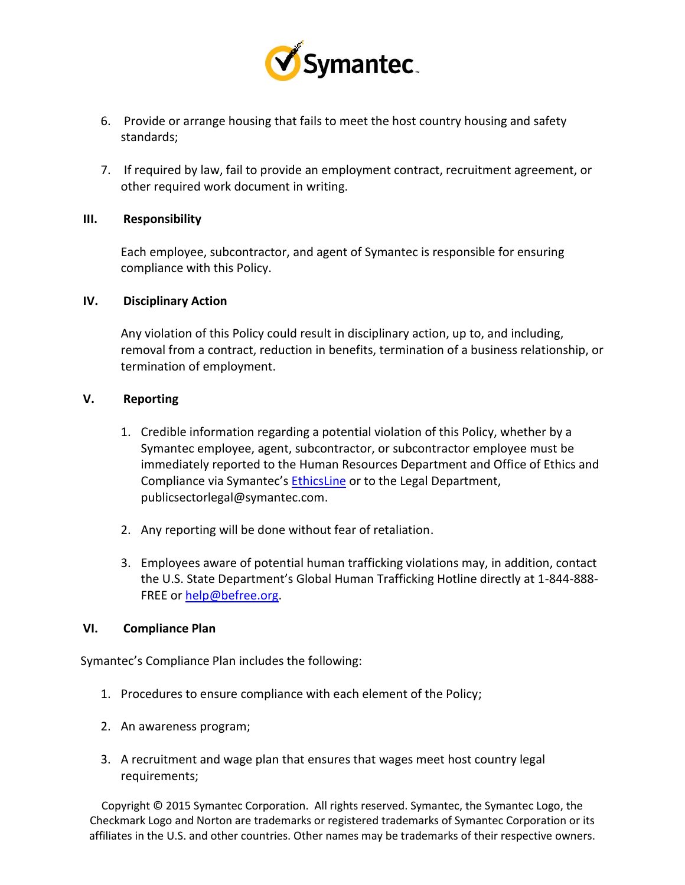6. Provide or arrange housing that fails to meet the host country housing and safety standards;

7. If required by law, fail to provide an employment contract, recruitment agreement, or other required work document in writing.

## III. Responsibility

Each employee, subcontractor, and agent of Symantec is responsible for ensuring compliance with this Policy.

## IV. Disciplinary Action

Any violation of this Policy could result in disciplinary action, up to, and including, removal from a contract, reduction in benefits, termination of a business relationship, or termination of employment.

## V. Reporting

1. Credible information regarding a potential violation of this Policy, whether by a Symantec employee, agent, subcontractor, or subcontractor employee must be immediately reported to the Human Resources Department and Office of Ethics and Compliance via Symantec's EthicsLine or to the Legal Department, publicsectorlegal@symantec.com.

2. Any reporting will be done without fear of retaliation.

3. Employees aware of potential human trafficking violations may, in addition, contact the U.S. State Department's Global Human Trafficking Hotline directly at 1-844-888-FREE or help@befree.org.

## VI. Compliance Plan

Symantec's Compliance Plan includes the following:

1. Procedures to ensure compliance with each element of the Policy;

2. An awareness program;

3. A recruitment and wage plan that ensures that wages meet host country legal requirements;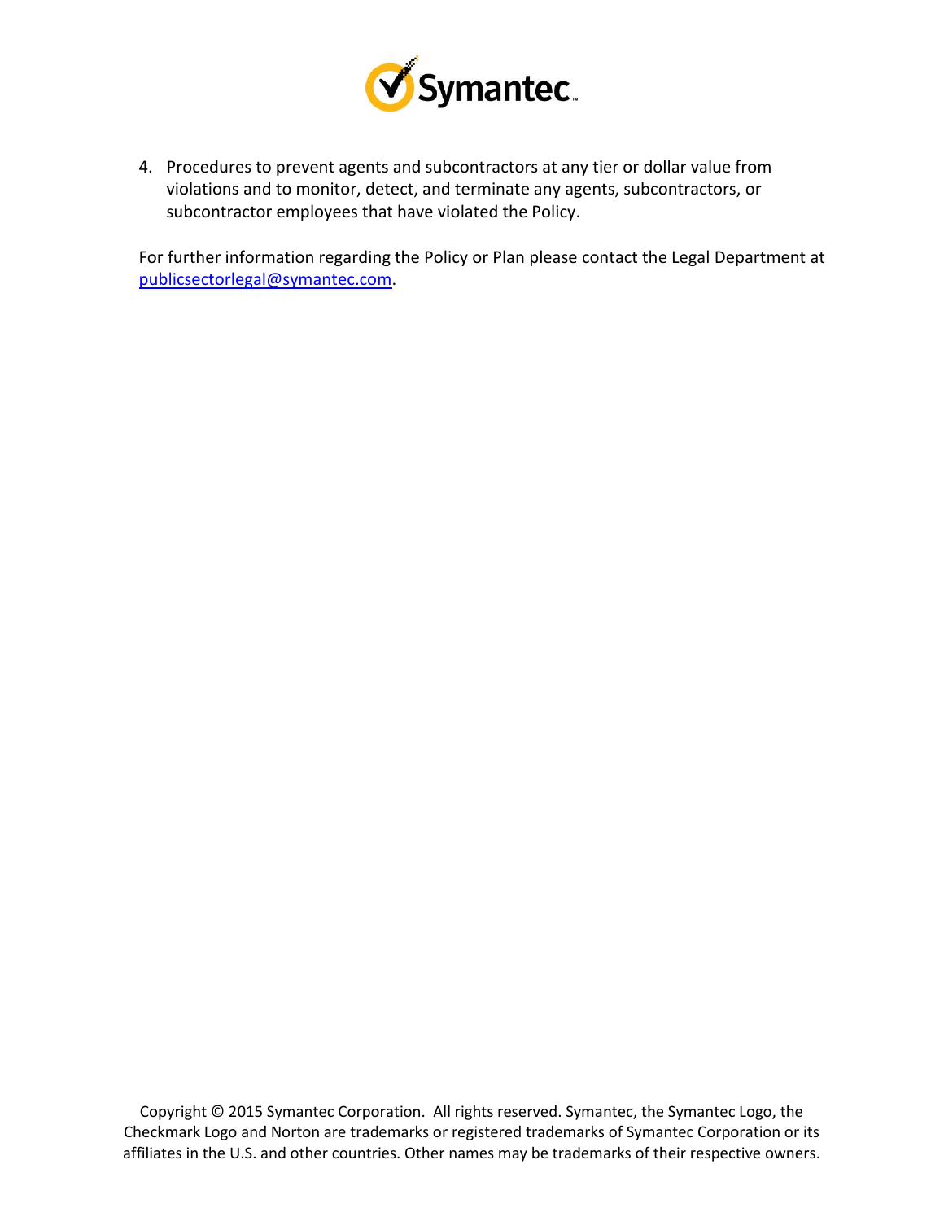4. Procedures to prevent agents and subcontractors at any tier or dollar value from violations and to monitor, detect, and terminate any agents, subcontractors, or subcontractor employees that have violated the Policy.

For further information regarding the Policy or Plan please contact the Legal Department at publicsectorlegal@symantec.com.

Copyright © 2015 Symantec Corporation. All rights reserved. Symantec, the Symantec Logo, the Checkmark Logo and Norton are trademarks or registered trademarks of Symantec Corporation or its affiliates in the U.S. and other countries. Other names may be trademarks of their respective owners.